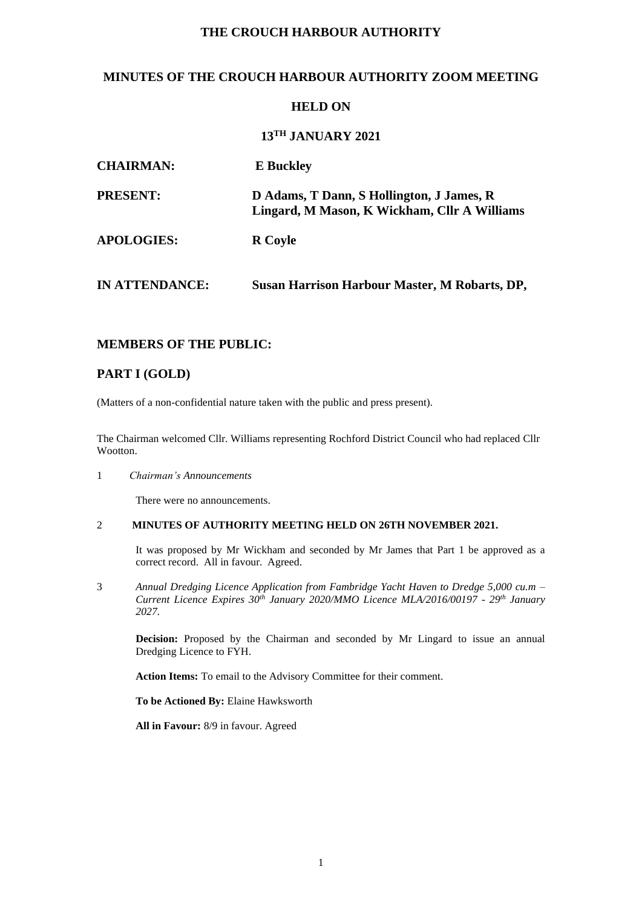# THE CROUCH HARBOUR AUTHORITY

## MINUTES OF THE CROUCH HARBOUR AUTHORITY ZOOM MEETING

### HELD ON

### 13TH JANUARY 2021

| | |
|---|---|
| **CHAIRMAN:** | **E Buckley** |
| **PRESENT:** | **D Adams, T Dann, S Hollington, J James, R Lingard, M Mason, K Wickham, Cllr A Williams** |
| **APOLOGIES:** | **R Coyle** |
| **IN ATTENDANCE:** | **Susan Harrison Harbour Master, M Robarts, DP,** |

## MEMBERS OF THE PUBLIC:

## PART I (GOLD)

(Matters of a non-confidential nature taken with the public and press present).

The Chairman welcomed Cllr. Williams representing Rochford District Council who had replaced Cllr Wootton.

1 *Chairman's Announcements*

There were no announcements.

2 **MINUTES OF AUTHORITY MEETING HELD ON 26TH NOVEMBER 2021.**

It was proposed by Mr Wickham and seconded by Mr James that Part 1 be approved as a correct record. All in favour. Agreed.

3 *Annual Dredging Licence Application from Fambridge Yacht Haven to Dredge 5,000 cu.m – Current Licence Expires 30th January 2020/MMO Licence MLA/2016/00197 - 29th January 2027.*

**Decision:** Proposed by the Chairman and seconded by Mr Lingard to issue an annual Dredging Licence to FYH.

**Action Items:** To email to the Advisory Committee for their comment.

**To be Actioned By:** Elaine Hawksworth

**All in Favour:** 8/9 in favour. Agreed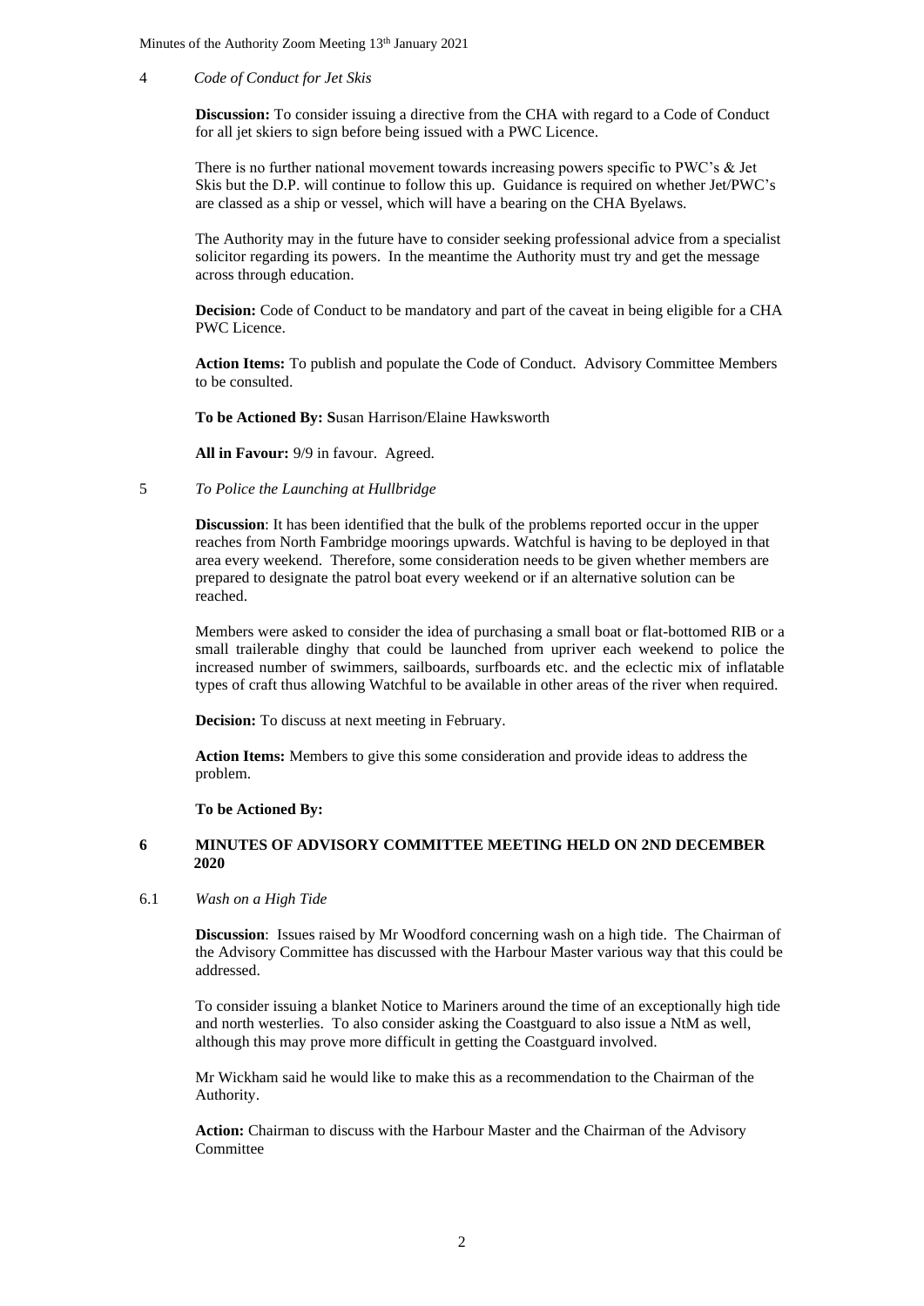4 *Code of Conduct for Jet Skis*

**Discussion:** To consider issuing a directive from the CHA with regard to a Code of Conduct for all jet skiers to sign before being issued with a PWC Licence.

There is no further national movement towards increasing powers specific to PWC's & Jet Skis but the D.P. will continue to follow this up. Guidance is required on whether Jet/PWC's are classed as a ship or vessel, which will have a bearing on the CHA Byelaws.

The Authority may in the future have to consider seeking professional advice from a specialist solicitor regarding its powers. In the meantime the Authority must try and get the message across through education.

**Decision:** Code of Conduct to be mandatory and part of the caveat in being eligible for a CHA PWC Licence.

**Action Items:** To publish and populate the Code of Conduct. Advisory Committee Members to be consulted.

**To be Actioned By: S**usan Harrison/Elaine Hawksworth

**All in Favour:** 9/9 in favour. Agreed.

5 *To Police the Launching at Hullbridge*

**Discussion**: It has been identified that the bulk of the problems reported occur in the upper reaches from North Fambridge moorings upwards. Watchful is having to be deployed in that area every weekend. Therefore, some consideration needs to be given whether members are prepared to designate the patrol boat every weekend or if an alternative solution can be reached.

Members were asked to consider the idea of purchasing a small boat or flat-bottomed RIB or a small trailerable dinghy that could be launched from upriver each weekend to police the increased number of swimmers, sailboards, surfboards etc. and the eclectic mix of inflatable types of craft thus allowing Watchful to be available in other areas of the river when required.

**Decision:** To discuss at next meeting in February.

**Action Items:** Members to give this some consideration and provide ideas to address the problem.

**To be Actioned By:**

## 6 MINUTES OF ADVISORY COMMITTEE MEETING HELD ON 2ND DECEMBER 2020

6.1 *Wash on a High Tide*

**Discussion**: Issues raised by Mr Woodford concerning wash on a high tide. The Chairman of the Advisory Committee has discussed with the Harbour Master various way that this could be addressed.

To consider issuing a blanket Notice to Mariners around the time of an exceptionally high tide and north westerlies. To also consider asking the Coastguard to also issue a NtM as well, although this may prove more difficult in getting the Coastguard involved.

Mr Wickham said he would like to make this as a recommendation to the Chairman of the Authority.

**Action:** Chairman to discuss with the Harbour Master and the Chairman of the Advisory Committee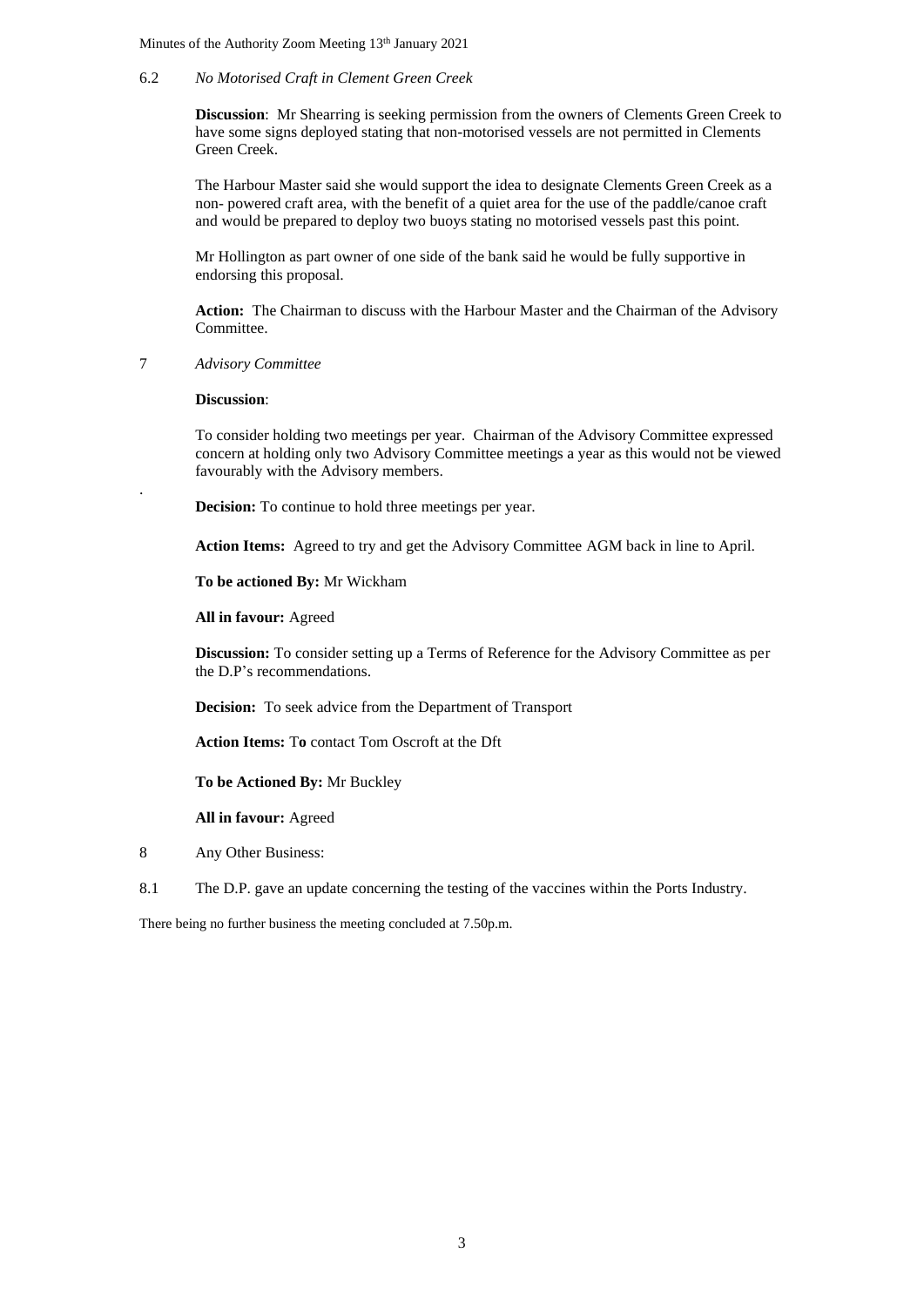6.2 *No Motorised Craft in Clement Green Creek*

**Discussion**: Mr Shearring is seeking permission from the owners of Clements Green Creek to have some signs deployed stating that non-motorised vessels are not permitted in Clements Green Creek.

The Harbour Master said she would support the idea to designate Clements Green Creek as a non- powered craft area, with the benefit of a quiet area for the use of the paddle/canoe craft and would be prepared to deploy two buoys stating no motorised vessels past this point.

Mr Hollington as part owner of one side of the bank said he would be fully supportive in endorsing this proposal.

**Action:** The Chairman to discuss with the Harbour Master and the Chairman of the Advisory Committee.

7 *Advisory Committee*

**Discussion**:

To consider holding two meetings per year. Chairman of the Advisory Committee expressed concern at holding only two Advisory Committee meetings a year as this would not be viewed favourably with the Advisory members.

**Decision:** To continue to hold three meetings per year.

**Action Items:** Agreed to try and get the Advisory Committee AGM back in line to April.

**To be actioned By:** Mr Wickham

**All in favour:** Agreed

**Discussion:** To consider setting up a Terms of Reference for the Advisory Committee as per the D.P's recommendations.

**Decision:** To seek advice from the Department of Transport

**Action Items:** To contact Tom Oscroft at the Dft

**To be Actioned By:** Mr Buckley

**All in favour:** Agreed

8 Any Other Business:

8.1 The D.P. gave an update concerning the testing of the vaccines within the Ports Industry.

There being no further business the meeting concluded at 7.50p.m.